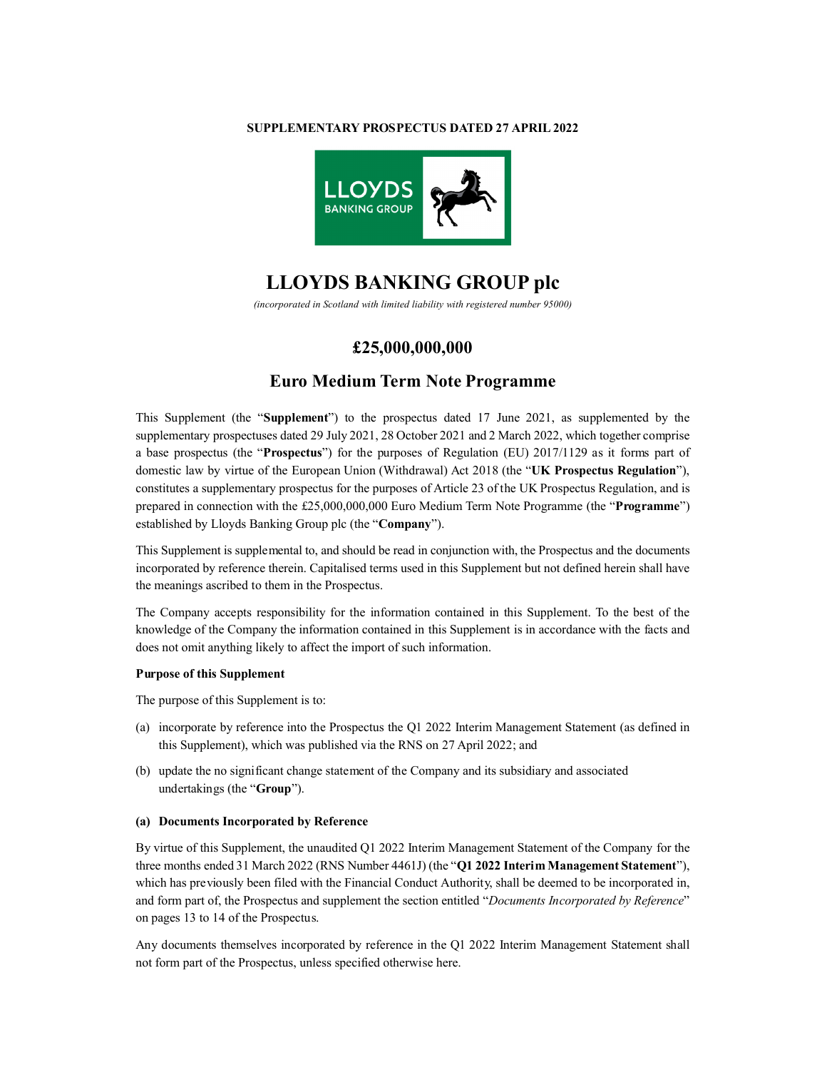**SUPPLEMENTARY PROSPECTUS DATED 27 APRIL 2022**

# LLOYDS BANKING GROUP plc

*(incorporated in Scotland with limited liability with registered number 95000)*

## £25,000,000,000

## Euro Medium Term Note Programme

This Supplement (the "**Supplement**") to the prospectus dated 17 June 2021, as supplemented by the supplementary prospectuses dated 29 July 2021, 28 October 2021 and 2 March 2022, which together comprise a base prospectus (the "**Prospectus**") for the purposes of Regulation (EU) 2017/1129 as it forms part of domestic law by virtue of the European Union (Withdrawal) Act 2018 (the "**UK Prospectus Regulation**"), constitutes a supplementary prospectus for the purposes of Article 23 of the UK Prospectus Regulation, and is prepared in connection with the £25,000,000,000 Euro Medium Term Note Programme (the "**Programme**") established by Lloyds Banking Group plc (the "**Company**").

This Supplement is supplemental to, and should be read in conjunction with, the Prospectus and the documents incorporated by reference therein. Capitalised terms used in this Supplement but not defined herein shall have the meanings ascribed to them in the Prospectus.

The Company accepts responsibility for the information contained in this Supplement. To the best of the knowledge of the Company the information contained in this Supplement is in accordance with the facts and does not omit anything likely to affect the import of such information.

**Purpose of this Supplement**

The purpose of this Supplement is to:

(a) incorporate by reference into the Prospectus the Q1 2022 Interim Management Statement (as defined in this Supplement), which was published via the RNS on 27 April 2022; and

(b) update the no significant change statement of the Company and its subsidiary and associated undertakings (the "**Group**").

**(a) Documents Incorporated by Reference**

By virtue of this Supplement, the unaudited Q1 2022 Interim Management Statement of the Company for the three months ended 31 March 2022 (RNS Number 4461J) (the "**Q1 2022 Interim Management Statement**"), which has previously been filed with the Financial Conduct Authority, shall be deemed to be incorporated in, and form part of, the Prospectus and supplement the section entitled "*Documents Incorporated by Reference*" on pages 13 to 14 of the Prospectus.

Any documents themselves incorporated by reference in the Q1 2022 Interim Management Statement shall not form part of the Prospectus, unless specified otherwise here.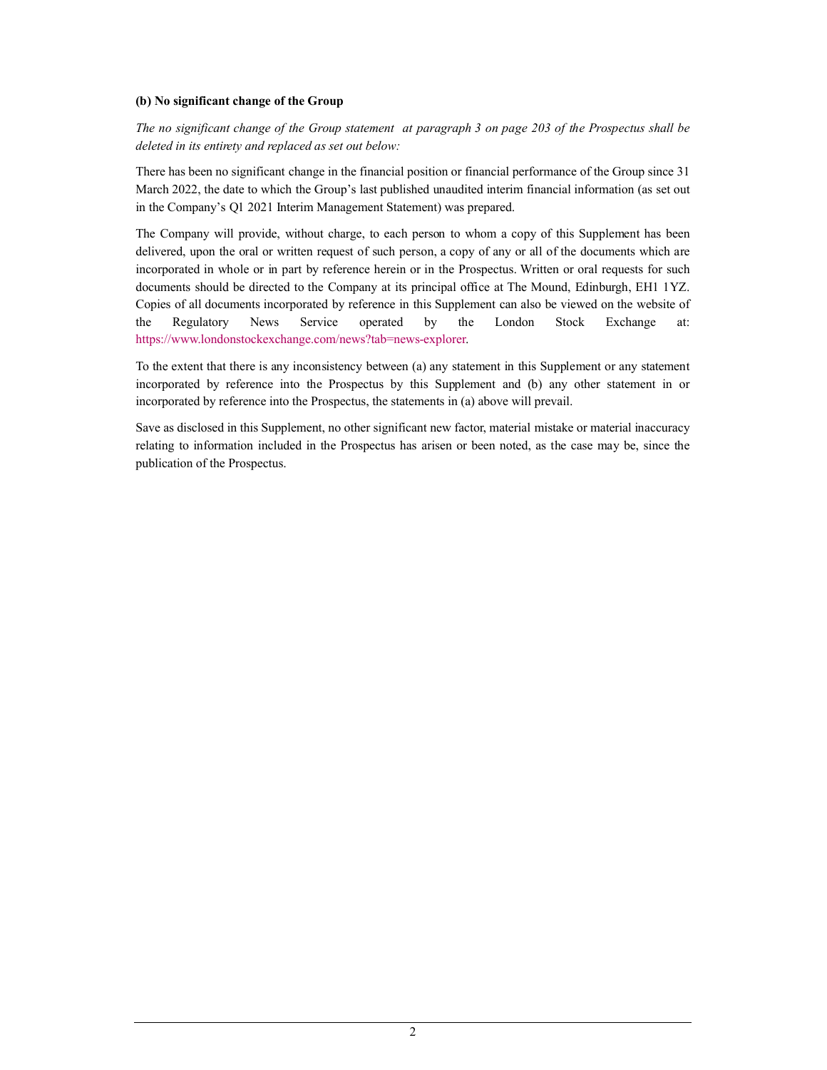**(b) No significant change of the Group**

*The no significant change of the Group statement at paragraph 3 on page 203 of the Prospectus shall be deleted in its entirety and replaced as set out below:*

There has been no significant change in the financial position or financial performance of the Group since 31 March 2022, the date to which the Group's last published unaudited interim financial information (as set out in the Company's Q1 2021 Interim Management Statement) was prepared.

The Company will provide, without charge, to each person to whom a copy of this Supplement has been delivered, upon the oral or written request of such person, a copy of any or all of the documents which are incorporated in whole or in part by reference herein or in the Prospectus. Written or oral requests for such documents should be directed to the Company at its principal office at The Mound, Edinburgh, EH1 1YZ. Copies of all documents incorporated by reference in this Supplement can also be viewed on the website of the Regulatory News Service operated by the London Stock Exchange at: https://www.londonstockexchange.com/news?tab=news-explorer.

To the extent that there is any inconsistency between (a) any statement in this Supplement or any statement incorporated by reference into the Prospectus by this Supplement and (b) any other statement in or incorporated by reference into the Prospectus, the statements in (a) above will prevail.

Save as disclosed in this Supplement, no other significant new factor, material mistake or material inaccuracy relating to information included in the Prospectus has arisen or been noted, as the case may be, since the publication of the Prospectus.